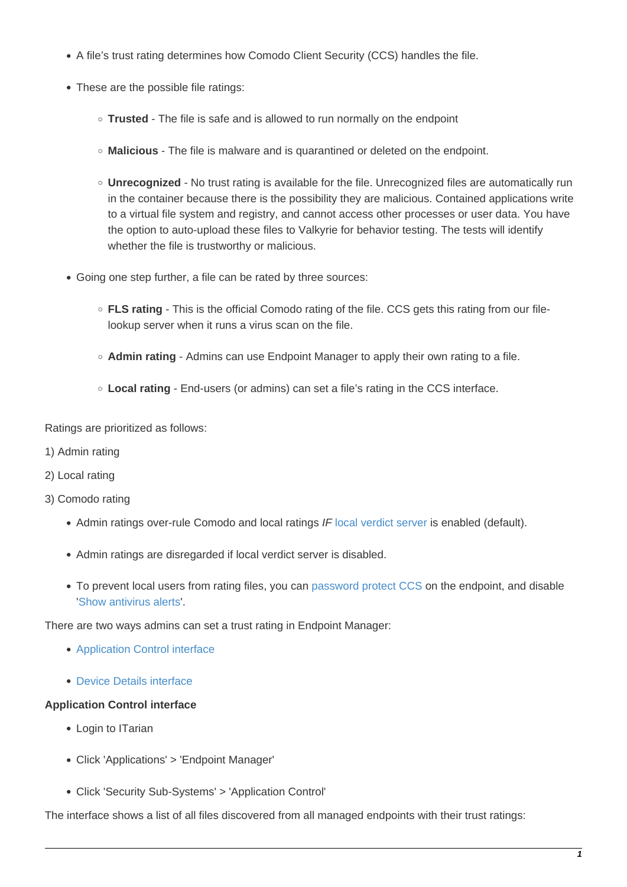- A file's trust rating determines how Comodo Client Security (CCS) handles the file.
- These are the possible file ratings:
  - **Trusted** - The file is safe and is allowed to run normally on the endpoint
  - **Malicious** - The file is malware and is quarantined or deleted on the endpoint.
  - **Unrecognized** - No trust rating is available for the file. Unrecognized files are automatically run in the container because there is the possibility they are malicious. Contained applications write to a virtual file system and registry, and cannot access other processes or user data. You have the option to auto-upload these files to Valkyrie for behavior testing. The tests will identify whether the file is trustworthy or malicious.
- Going one step further, a file can be rated by three sources:
  - **FLS rating** - This is the official Comodo rating of the file. CCS gets this rating from our file-lookup server when it runs a virus scan on the file.
  - **Admin rating** - Admins can use Endpoint Manager to apply their own rating to a file.
  - **Local rating** - End-users (or admins) can set a file's rating in the CCS interface.

Ratings are prioritized as follows:

1) Admin rating

2) Local rating

3) Comodo rating

- Admin ratings over-rule Comodo and local ratings *IF* local verdict server is enabled (default).
- Admin ratings are disregarded if local verdict server is disabled.
- To prevent local users from rating files, you can password protect CCS on the endpoint, and disable 'Show antivirus alerts'.

There are two ways admins can set a trust rating in Endpoint Manager:

- Application Control interface
- Device Details interface

**Application Control interface**

- Login to ITarian
- Click 'Applications' > 'Endpoint Manager'
- Click 'Security Sub-Systems' > 'Application Control'

The interface shows a list of all files discovered from all managed endpoints with their trust ratings: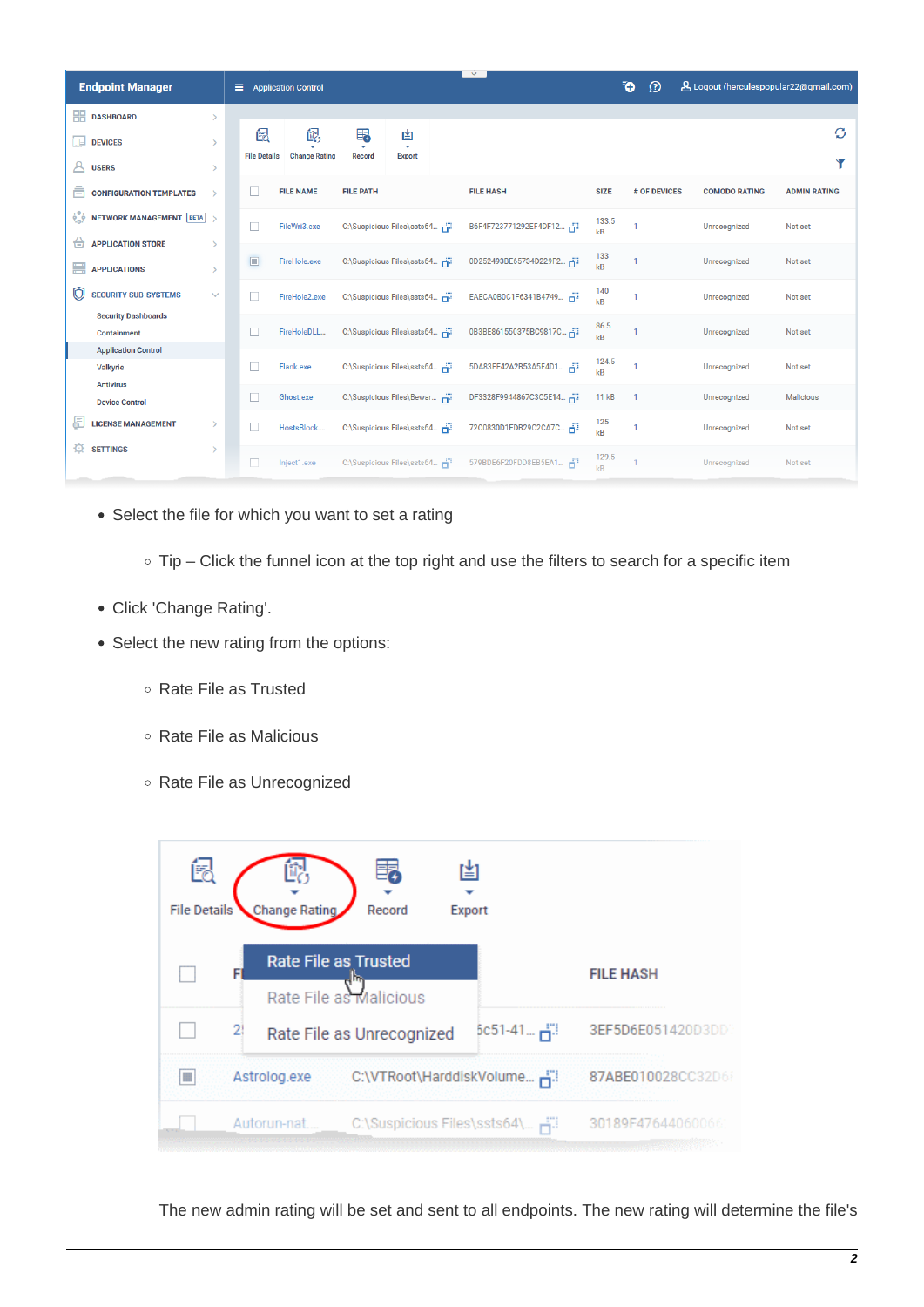- Select the file for which you want to set a rating
    - Tip – Click the funnel icon at the top right and use the filters to search for a specific item
- Click 'Change Rating'.
- Select the new rating from the options:
    - Rate File as Trusted
    - Rate File as Malicious
    - Rate File as Unrecognized

The new admin rating will be set and sent to all endpoints. The new rating will determine the file's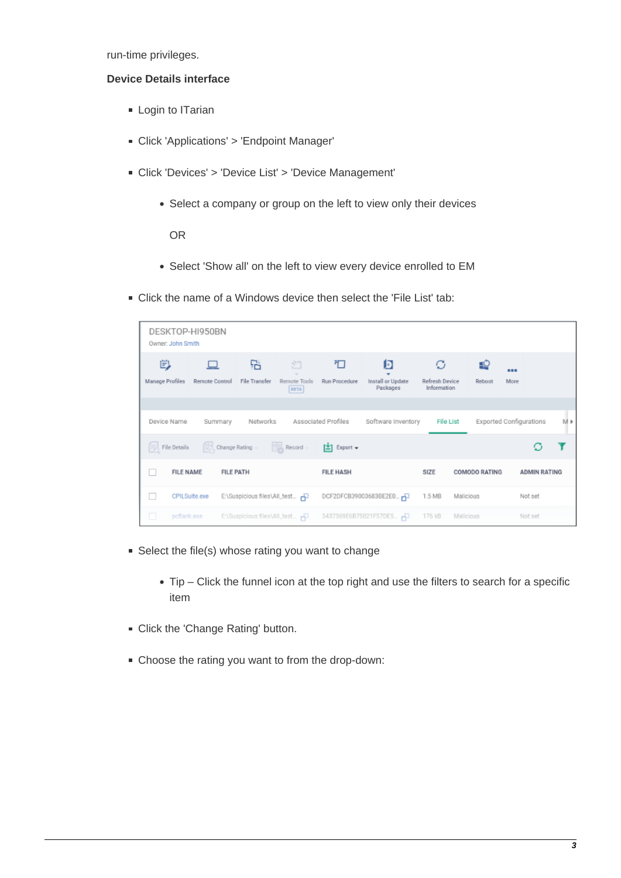run-time privileges.

**Device Details interface**

- Login to ITarian
- Click 'Applications' > 'Endpoint Manager'
- Click 'Devices' > 'Device List' > 'Device Management'
  - Select a company or group on the left to view only their devices

    OR

  - Select 'Show all' on the left to view every device enrolled to EM
- Click the name of a Windows device then select the 'File List' tab:

- Select the file(s) whose rating you want to change
  - Tip – Click the funnel icon at the top right and use the filters to search for a specific item
- Click the 'Change Rating' button.
- Choose the rating you want to from the drop-down: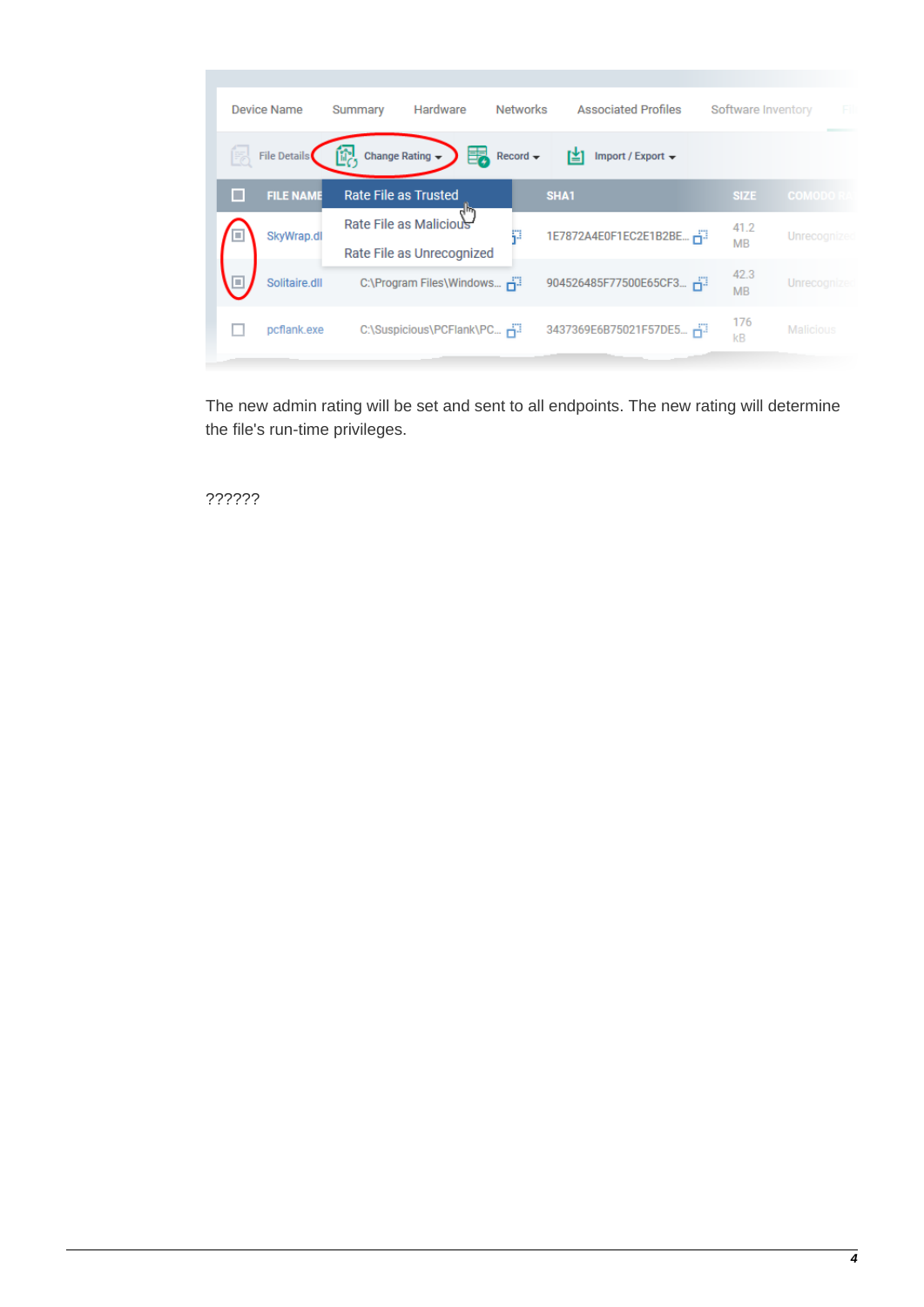The new admin rating will be set and sent to all endpoints. The new rating will determine the file's run-time privileges.

??????